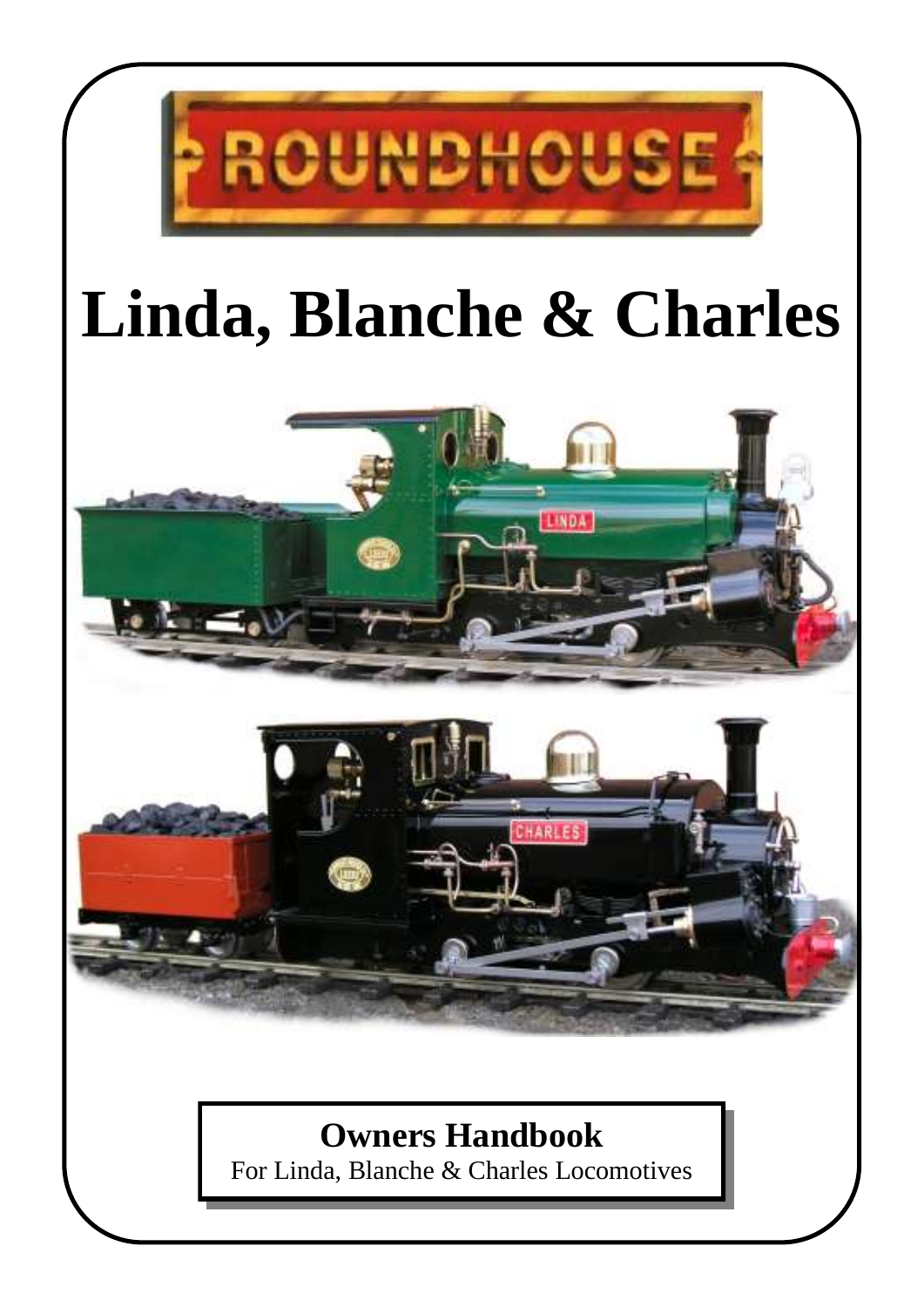# Linda, Blanche & Charles

**Owners Handbook**
For Linda, Blanche & Charles Locomotives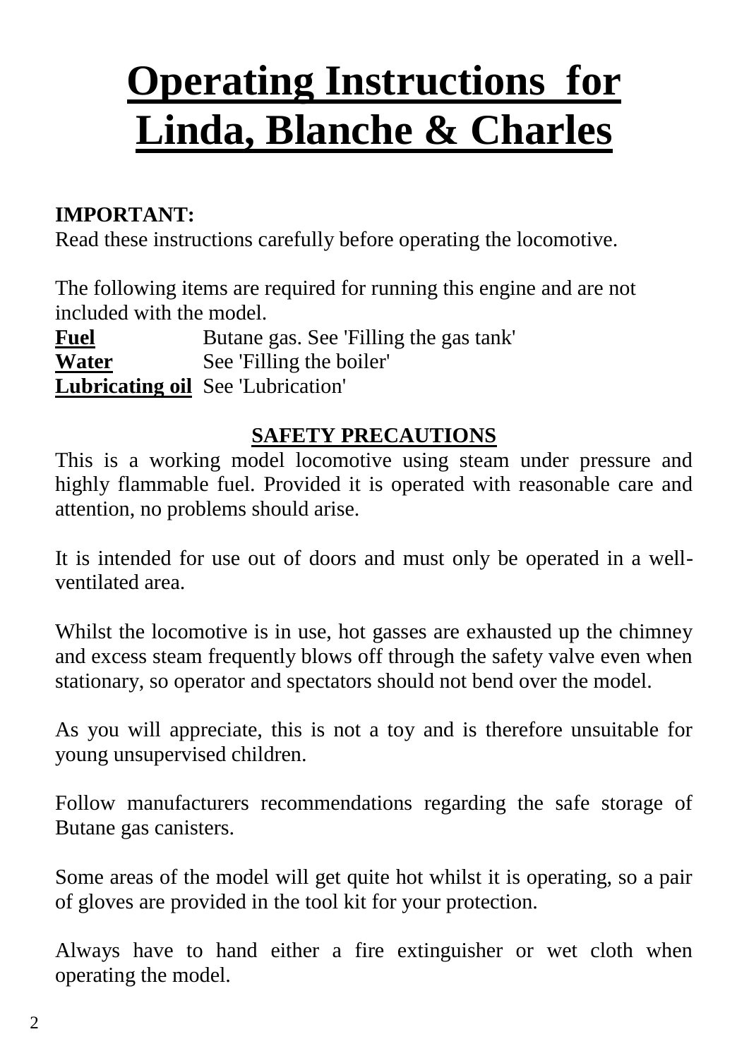# Operating Instructions for Linda, Blanche & Charles

**IMPORTANT:**
Read these instructions carefully before operating the locomotive.

The following items are required for running this engine and are not included with the model.

| | |
|---|---|
| **Fuel** | Butane gas. See 'Filling the gas tank' |
| **Water** | See 'Filling the boiler' |
| **Lubricating oil** | See 'Lubrication' |

## SAFETY PRECAUTIONS

This is a working model locomotive using steam under pressure and highly flammable fuel. Provided it is operated with reasonable care and attention, no problems should arise.

It is intended for use out of doors and must only be operated in a well-ventilated area.

Whilst the locomotive is in use, hot gasses are exhausted up the chimney and excess steam frequently blows off through the safety valve even when stationary, so operator and spectators should not bend over the model.

As you will appreciate, this is not a toy and is therefore unsuitable for young unsupervised children.

Follow manufacturers recommendations regarding the safe storage of Butane gas canisters.

Some areas of the model will get quite hot whilst it is operating, so a pair of gloves are provided in the tool kit for your protection.

Always have to hand either a fire extinguisher or wet cloth when operating the model.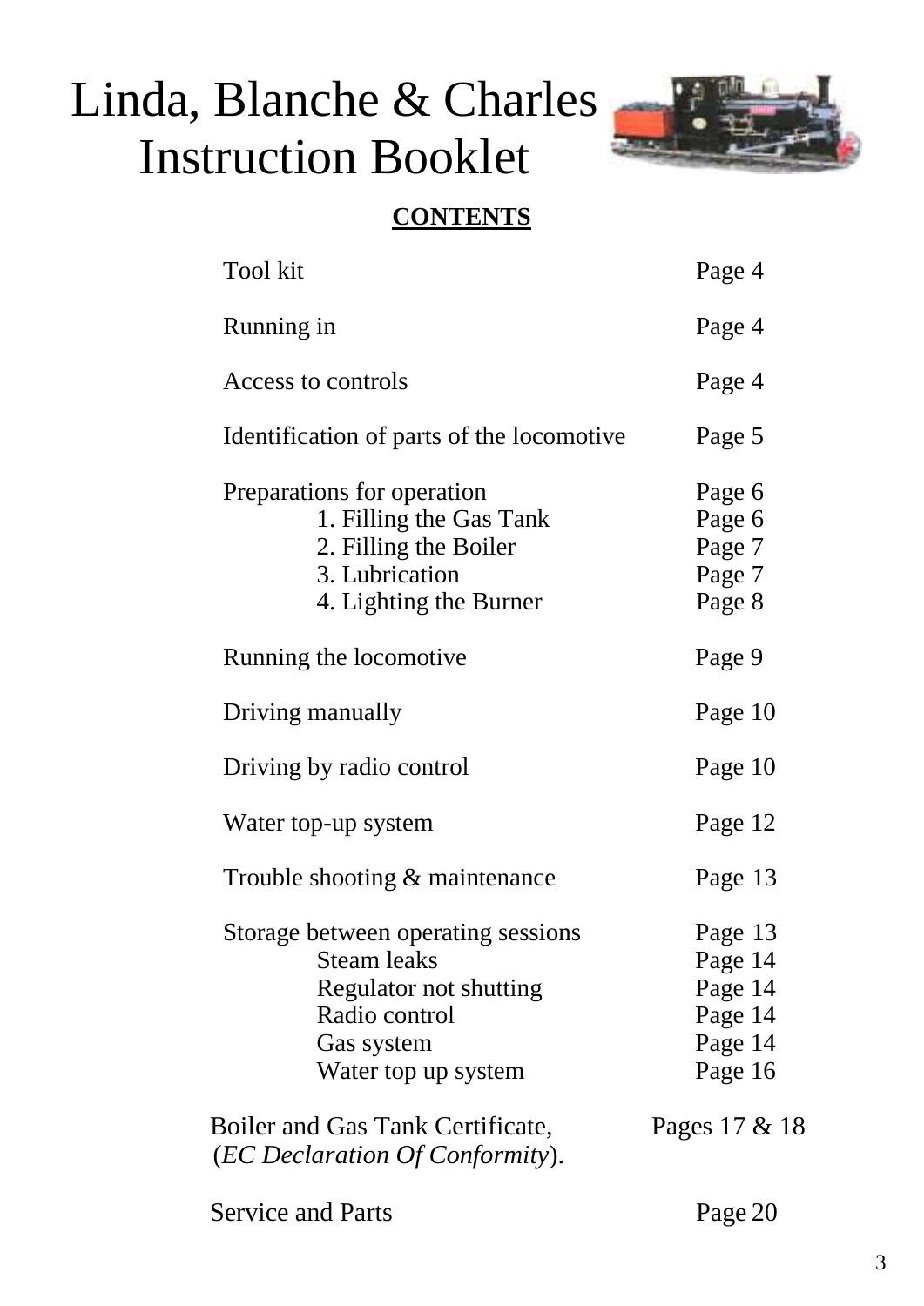# Linda, Blanche & Charles Instruction Booklet

**CONTENTS**

| | |
|---|---|
| Tool kit | Page 4 |
| Running in | Page 4 |
| Access to controls | Page 4 |
| Identification of parts of the locomotive | Page 5 |
| Preparations for operation | Page 6 |
| 1. Filling the Gas Tank | Page 6 |
| 2. Filling the Boiler | Page 7 |
| 3. Lubrication | Page 7 |
| 4. Lighting the Burner | Page 8 |
| Running the locomotive | Page 9 |
| Driving manually | Page 10 |
| Driving by radio control | Page 10 |
| Water top-up system | Page 12 |
| Trouble shooting & maintenance | Page 13 |
| Storage between operating sessions | Page 13 |
| Steam leaks | Page 14 |
| Regulator not shutting | Page 14 |
| Radio control | Page 14 |
| Gas system | Page 14 |
| Water top up system | Page 16 |
| Boiler and Gas Tank Certificate, (*EC Declaration Of Conformity*). | Pages 17 & 18 |
| Service and Parts | Page 20 |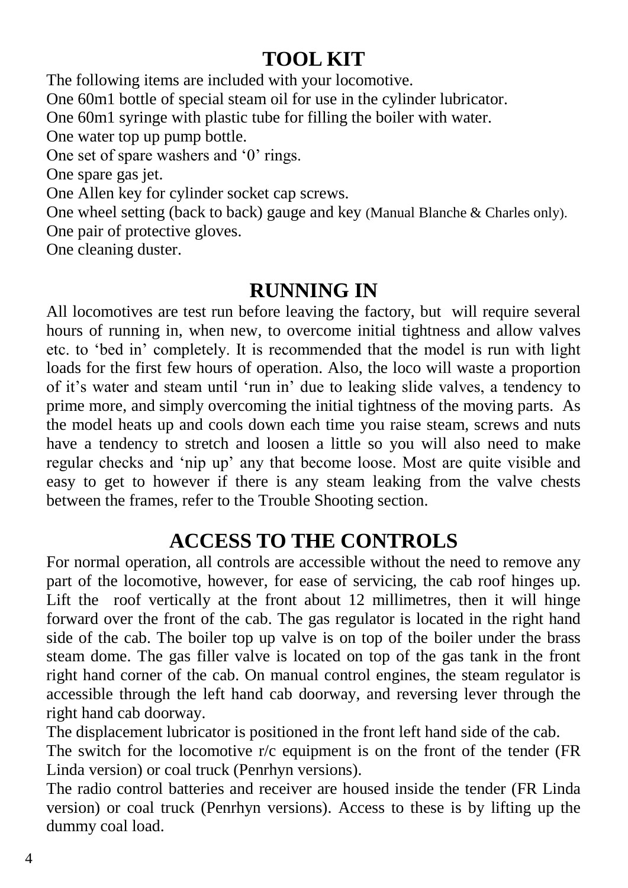## TOOL KIT

The following items are included with your locomotive.
One 60m1 bottle of special steam oil for use in the cylinder lubricator.
One 60m1 syringe with plastic tube for filling the boiler with water.
One water top up pump bottle.
One set of spare washers and '0' rings.
One spare gas jet.
One Allen key for cylinder socket cap screws.
One wheel setting (back to back) gauge and key (Manual Blanche & Charles only).
One pair of protective gloves.
One cleaning duster.

## RUNNING IN

All locomotives are test run before leaving the factory, but will require several hours of running in, when new, to overcome initial tightness and allow valves etc. to 'bed in' completely. It is recommended that the model is run with light loads for the first few hours of operation. Also, the loco will waste a proportion of it's water and steam until 'run in' due to leaking slide valves, a tendency to prime more, and simply overcoming the initial tightness of the moving parts. As the model heats up and cools down each time you raise steam, screws and nuts have a tendency to stretch and loosen a little so you will also need to make regular checks and 'nip up' any that become loose. Most are quite visible and easy to get to however if there is any steam leaking from the valve chests between the frames, refer to the Trouble Shooting section.

## ACCESS TO THE CONTROLS

For normal operation, all controls are accessible without the need to remove any part of the locomotive, however, for ease of servicing, the cab roof hinges up. Lift the roof vertically at the front about 12 millimetres, then it will hinge forward over the front of the cab. The gas regulator is located in the right hand side of the cab. The boiler top up valve is on top of the boiler under the brass steam dome. The gas filler valve is located on top of the gas tank in the front right hand corner of the cab. On manual control engines, the steam regulator is accessible through the left hand cab doorway, and reversing lever through the right hand cab doorway.

The displacement lubricator is positioned in the front left hand side of the cab.

The switch for the locomotive r/c equipment is on the front of the tender (FR Linda version) or coal truck (Penrhyn versions).

The radio control batteries and receiver are housed inside the tender (FR Linda version) or coal truck (Penrhyn versions). Access to these is by lifting up the dummy coal load.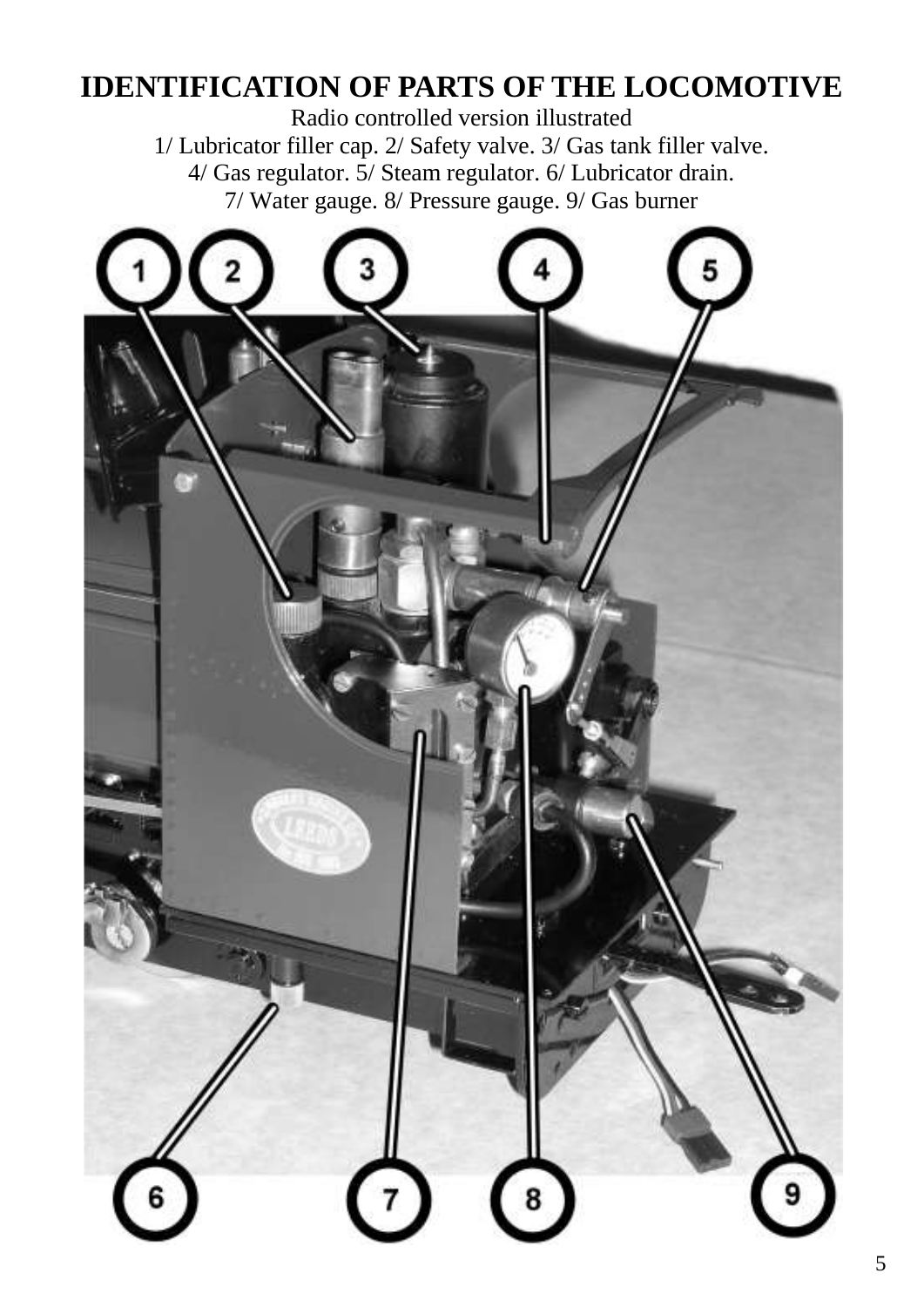# IDENTIFICATION OF PARTS OF THE LOCOMOTIVE

Radio controlled version illustrated

1/ Lubricator filler cap. 2/ Safety valve. 3/ Gas tank filler valve.
4/ Gas regulator. 5/ Steam regulator. 6/ Lubricator drain.
7/ Water gauge. 8/ Pressure gauge. 9/ Gas burner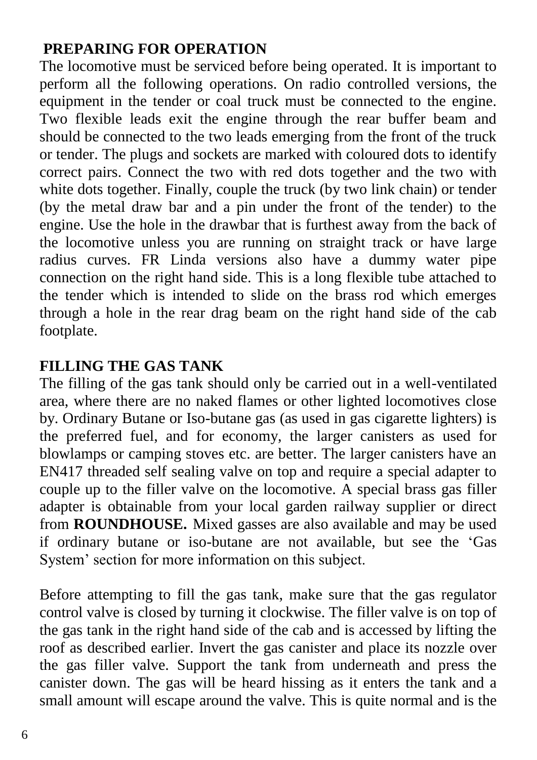## PREPARING FOR OPERATION

The locomotive must be serviced before being operated. It is important to perform all the following operations. On radio controlled versions, the equipment in the tender or coal truck must be connected to the engine. Two flexible leads exit the engine through the rear buffer beam and should be connected to the two leads emerging from the front of the truck or tender. The plugs and sockets are marked with coloured dots to identify correct pairs. Connect the two with red dots together and the two with white dots together. Finally, couple the truck (by two link chain) or tender (by the metal draw bar and a pin under the front of the tender) to the engine. Use the hole in the drawbar that is furthest away from the back of the locomotive unless you are running on straight track or have large radius curves. FR Linda versions also have a dummy water pipe connection on the right hand side. This is a long flexible tube attached to the tender which is intended to slide on the brass rod which emerges through a hole in the rear drag beam on the right hand side of the cab footplate.

## FILLING THE GAS TANK

The filling of the gas tank should only be carried out in a well-ventilated area, where there are no naked flames or other lighted locomotives close by. Ordinary Butane or Iso-butane gas (as used in gas cigarette lighters) is the preferred fuel, and for economy, the larger canisters as used for blowlamps or camping stoves etc. are better. The larger canisters have an EN417 threaded self sealing valve on top and require a special adapter to couple up to the filler valve on the locomotive. A special brass gas filler adapter is obtainable from your local garden railway supplier or direct from **ROUNDHOUSE.** Mixed gasses are also available and may be used if ordinary butane or iso-butane are not available, but see the 'Gas System' section for more information on this subject.

Before attempting to fill the gas tank, make sure that the gas regulator control valve is closed by turning it clockwise. The filler valve is on top of the gas tank in the right hand side of the cab and is accessed by lifting the roof as described earlier. Invert the gas canister and place its nozzle over the gas filler valve. Support the tank from underneath and press the canister down. The gas will be heard hissing as it enters the tank and a small amount will escape around the valve. This is quite normal and is the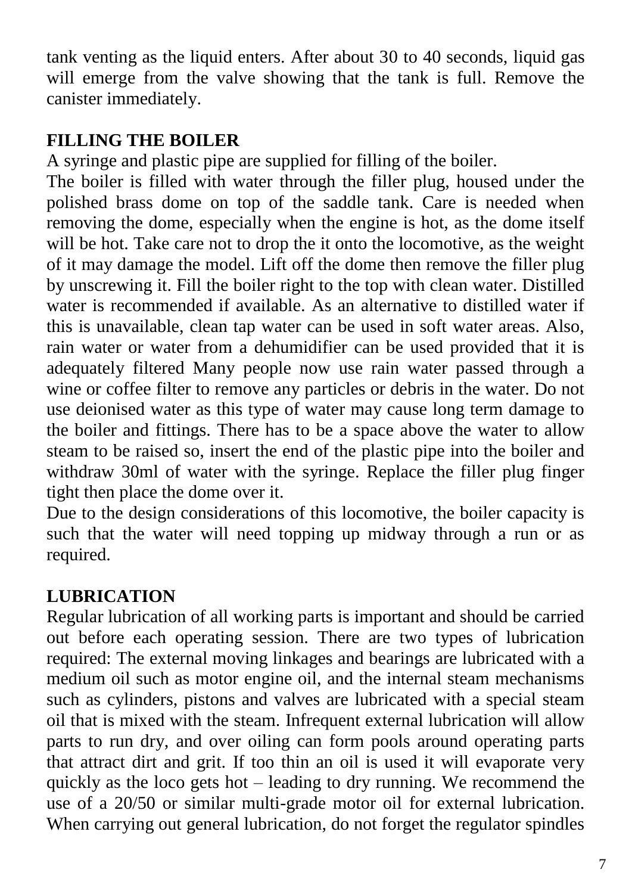tank venting as the liquid enters. After about 30 to 40 seconds, liquid gas will emerge from the valve showing that the tank is full. Remove the canister immediately.

## FILLING THE BOILER

A syringe and plastic pipe are supplied for filling of the boiler.

The boiler is filled with water through the filler plug, housed under the polished brass dome on top of the saddle tank. Care is needed when removing the dome, especially when the engine is hot, as the dome itself will be hot. Take care not to drop the it onto the locomotive, as the weight of it may damage the model. Lift off the dome then remove the filler plug by unscrewing it. Fill the boiler right to the top with clean water. Distilled water is recommended if available. As an alternative to distilled water if this is unavailable, clean tap water can be used in soft water areas. Also, rain water or water from a dehumidifier can be used provided that it is adequately filtered Many people now use rain water passed through a wine or coffee filter to remove any particles or debris in the water. Do not use deionised water as this type of water may cause long term damage to the boiler and fittings. There has to be a space above the water to allow steam to be raised so, insert the end of the plastic pipe into the boiler and withdraw 30ml of water with the syringe. Replace the filler plug finger tight then place the dome over it.

Due to the design considerations of this locomotive, the boiler capacity is such that the water will need topping up midway through a run or as required.

## LUBRICATION

Regular lubrication of all working parts is important and should be carried out before each operating session. There are two types of lubrication required: The external moving linkages and bearings are lubricated with a medium oil such as motor engine oil, and the internal steam mechanisms such as cylinders, pistons and valves are lubricated with a special steam oil that is mixed with the steam. Infrequent external lubrication will allow parts to run dry, and over oiling can form pools around operating parts that attract dirt and grit. If too thin an oil is used it will evaporate very quickly as the loco gets hot – leading to dry running. We recommend the use of a 20/50 or similar multi-grade motor oil for external lubrication. When carrying out general lubrication, do not forget the regulator spindles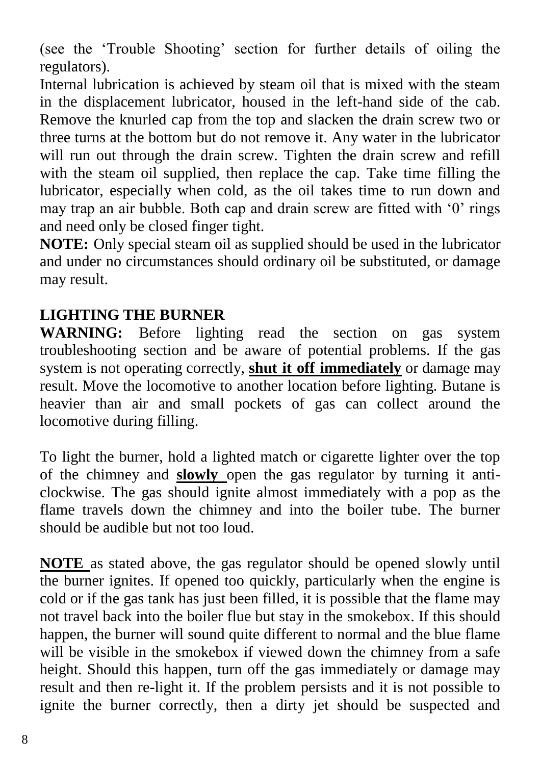(see the 'Trouble Shooting' section for further details of oiling the regulators).

Internal lubrication is achieved by steam oil that is mixed with the steam in the displacement lubricator, housed in the left-hand side of the cab. Remove the knurled cap from the top and slacken the drain screw two or three turns at the bottom but do not remove it. Any water in the lubricator will run out through the drain screw. Tighten the drain screw and refill with the steam oil supplied, then replace the cap. Take time filling the lubricator, especially when cold, as the oil takes time to run down and may trap an air bubble. Both cap and drain screw are fitted with '0' rings and need only be closed finger tight.

**NOTE:** Only special steam oil as supplied should be used in the lubricator and under no circumstances should ordinary oil be substituted, or damage may result.

## LIGHTING THE BURNER

**WARNING:** Before lighting read the section on gas system troubleshooting section and be aware of potential problems. If the gas system is not operating correctly, **shut it off immediately** or damage may result. Move the locomotive to another location before lighting. Butane is heavier than air and small pockets of gas can collect around the locomotive during filling.

To light the burner, hold a lighted match or cigarette lighter over the top of the chimney and **slowly** open the gas regulator by turning it anti-clockwise. The gas should ignite almost immediately with a pop as the flame travels down the chimney and into the boiler tube. The burner should be audible but not too loud.

**NOTE** as stated above, the gas regulator should be opened slowly until the burner ignites. If opened too quickly, particularly when the engine is cold or if the gas tank has just been filled, it is possible that the flame may not travel back into the boiler flue but stay in the smokebox. If this should happen, the burner will sound quite different to normal and the blue flame will be visible in the smokebox if viewed down the chimney from a safe height. Should this happen, turn off the gas immediately or damage may result and then re-light it. If the problem persists and it is not possible to ignite the burner correctly, then a dirty jet should be suspected and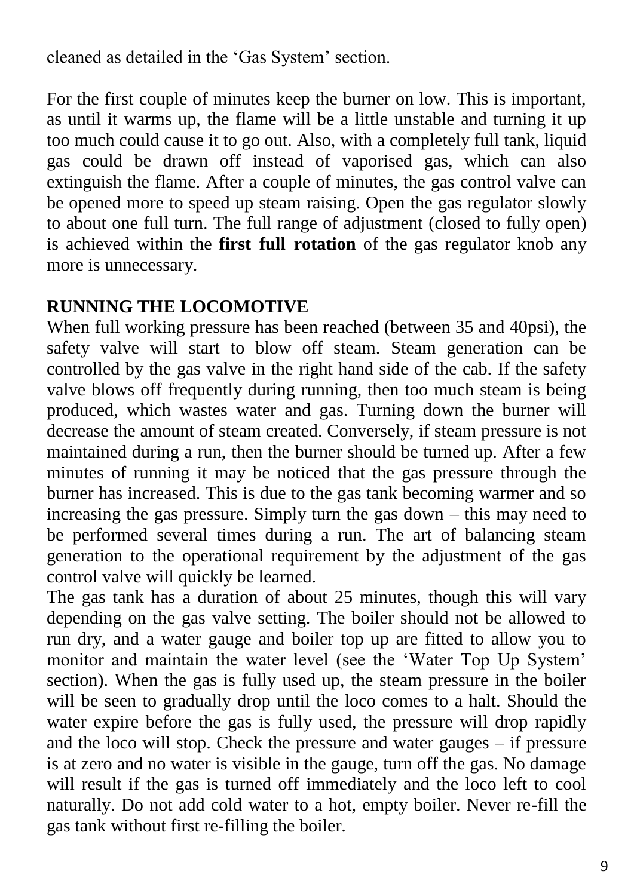cleaned as detailed in the 'Gas System' section.

For the first couple of minutes keep the burner on low. This is important, as until it warms up, the flame will be a little unstable and turning it up too much could cause it to go out. Also, with a completely full tank, liquid gas could be drawn off instead of vaporised gas, which can also extinguish the flame. After a couple of minutes, the gas control valve can be opened more to speed up steam raising. Open the gas regulator slowly to about one full turn. The full range of adjustment (closed to fully open) is achieved within the **first full rotation** of the gas regulator knob any more is unnecessary.

## RUNNING THE LOCOMOTIVE

When full working pressure has been reached (between 35 and 40psi), the safety valve will start to blow off steam. Steam generation can be controlled by the gas valve in the right hand side of the cab. If the safety valve blows off frequently during running, then too much steam is being produced, which wastes water and gas. Turning down the burner will decrease the amount of steam created. Conversely, if steam pressure is not maintained during a run, then the burner should be turned up. After a few minutes of running it may be noticed that the gas pressure through the burner has increased. This is due to the gas tank becoming warmer and so increasing the gas pressure. Simply turn the gas down – this may need to be performed several times during a run. The art of balancing steam generation to the operational requirement by the adjustment of the gas control valve will quickly be learned.

The gas tank has a duration of about 25 minutes, though this will vary depending on the gas valve setting. The boiler should not be allowed to run dry, and a water gauge and boiler top up are fitted to allow you to monitor and maintain the water level (see the 'Water Top Up System' section). When the gas is fully used up, the steam pressure in the boiler will be seen to gradually drop until the loco comes to a halt. Should the water expire before the gas is fully used, the pressure will drop rapidly and the loco will stop. Check the pressure and water gauges – if pressure is at zero and no water is visible in the gauge, turn off the gas. No damage will result if the gas is turned off immediately and the loco left to cool naturally. Do not add cold water to a hot, empty boiler. Never re-fill the gas tank without first re-filling the boiler.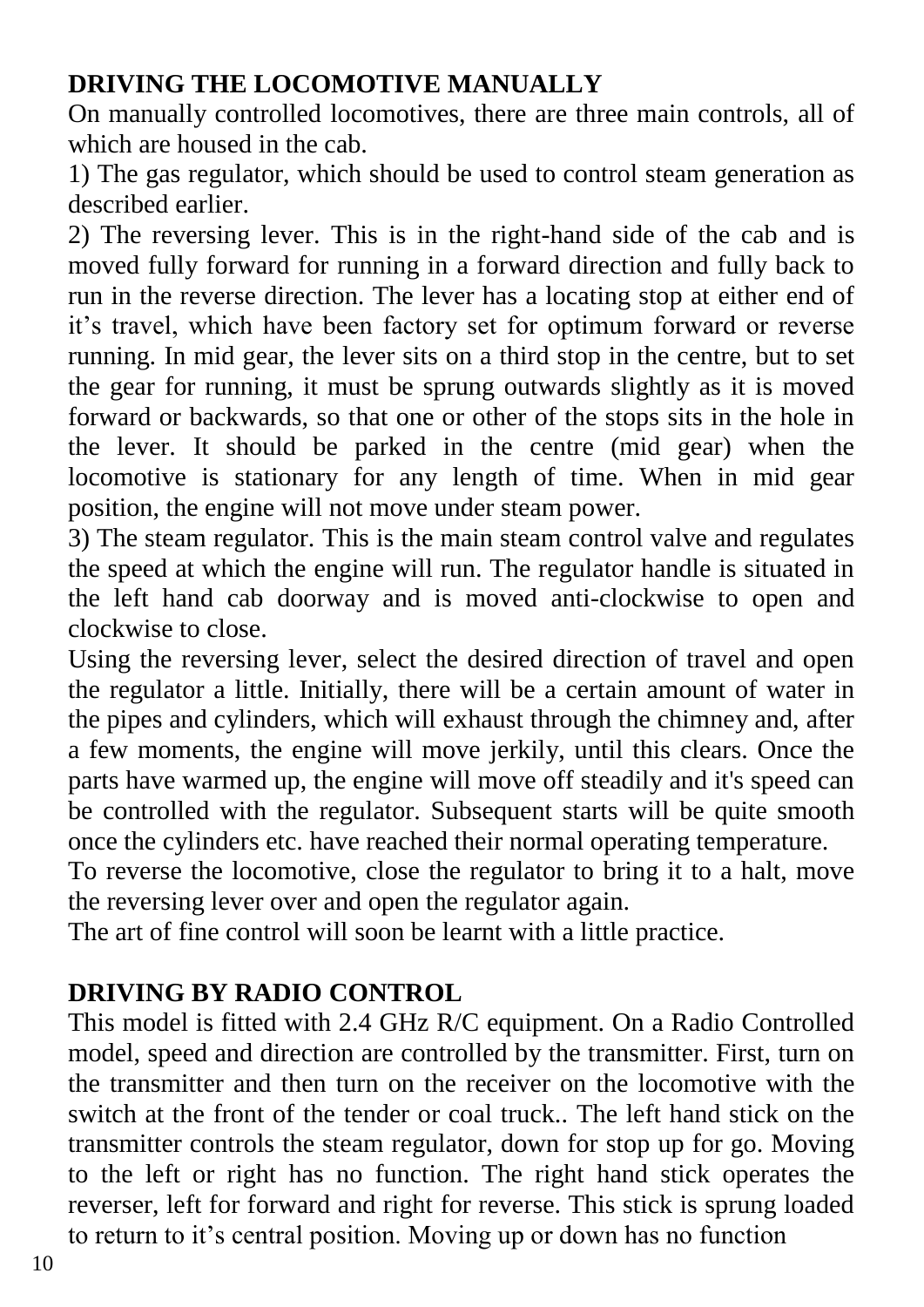## DRIVING THE LOCOMOTIVE MANUALLY

On manually controlled locomotives, there are three main controls, all of which are housed in the cab.

1) The gas regulator, which should be used to control steam generation as described earlier.

2) The reversing lever. This is in the right-hand side of the cab and is moved fully forward for running in a forward direction and fully back to run in the reverse direction. The lever has a locating stop at either end of it’s travel, which have been factory set for optimum forward or reverse running. In mid gear, the lever sits on a third stop in the centre, but to set the gear for running, it must be sprung outwards slightly as it is moved forward or backwards, so that one or other of the stops sits in the hole in the lever. It should be parked in the centre (mid gear) when the locomotive is stationary for any length of time. When in mid gear position, the engine will not move under steam power.

3) The steam regulator. This is the main steam control valve and regulates the speed at which the engine will run. The regulator handle is situated in the left hand cab doorway and is moved anti-clockwise to open and clockwise to close.

Using the reversing lever, select the desired direction of travel and open the regulator a little. Initially, there will be a certain amount of water in the pipes and cylinders, which will exhaust through the chimney and, after a few moments, the engine will move jerkily, until this clears. Once the parts have warmed up, the engine will move off steadily and it's speed can be controlled with the regulator. Subsequent starts will be quite smooth once the cylinders etc. have reached their normal operating temperature.

To reverse the locomotive, close the regulator to bring it to a halt, move the reversing lever over and open the regulator again.

The art of fine control will soon be learnt with a little practice.

## DRIVING BY RADIO CONTROL

This model is fitted with 2.4 GHz R/C equipment. On a Radio Controlled model, speed and direction are controlled by the transmitter. First, turn on the transmitter and then turn on the receiver on the locomotive with the switch at the front of the tender or coal truck.. The left hand stick on the transmitter controls the steam regulator, down for stop up for go. Moving to the left or right has no function. The right hand stick operates the reverser, left for forward and right for reverse. This stick is sprung loaded to return to it’s central position. Moving up or down has no function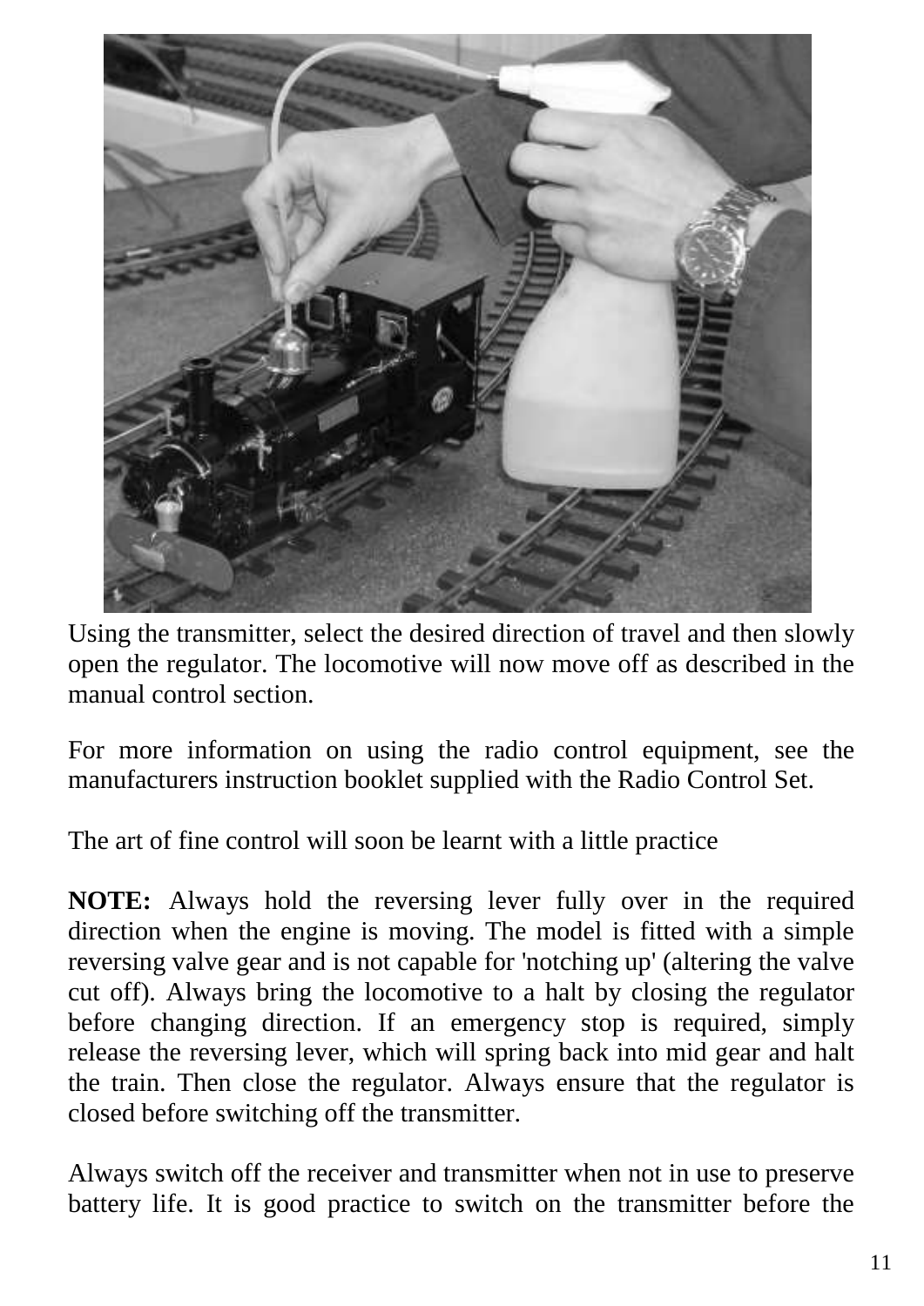Using the transmitter, select the desired direction of travel and then slowly open the regulator. The locomotive will now move off as described in the manual control section.

For more information on using the radio control equipment, see the manufacturers instruction booklet supplied with the Radio Control Set.

The art of fine control will soon be learnt with a little practice

**NOTE:** Always hold the reversing lever fully over in the required direction when the engine is moving. The model is fitted with a simple reversing valve gear and is not capable for 'notching up' (altering the valve cut off). Always bring the locomotive to a halt by closing the regulator before changing direction. If an emergency stop is required, simply release the reversing lever, which will spring back into mid gear and halt the train. Then close the regulator. Always ensure that the regulator is closed before switching off the transmitter.

Always switch off the receiver and transmitter when not in use to preserve battery life. It is good practice to switch on the transmitter before the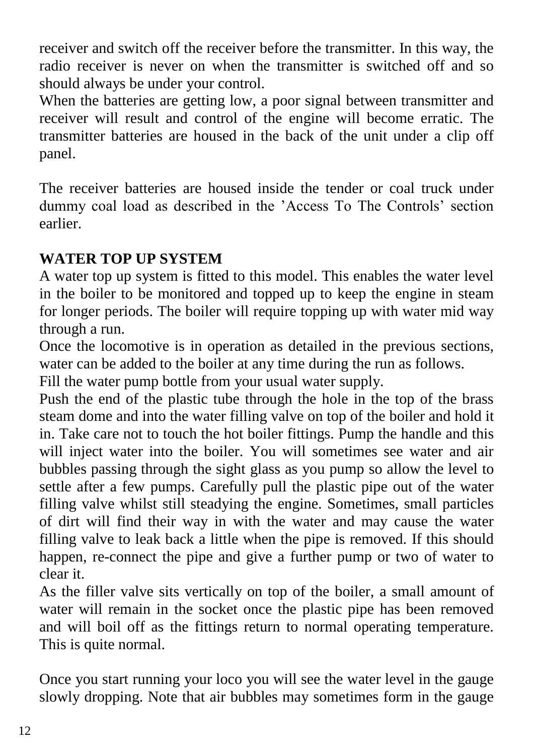receiver and switch off the receiver before the transmitter. In this way, the radio receiver is never on when the transmitter is switched off and so should always be under your control.

When the batteries are getting low, a poor signal between transmitter and receiver will result and control of the engine will become erratic. The transmitter batteries are housed in the back of the unit under a clip off panel.

The receiver batteries are housed inside the tender or coal truck under dummy coal load as described in the 'Access To The Controls' section earlier.

## WATER TOP UP SYSTEM

A water top up system is fitted to this model. This enables the water level in the boiler to be monitored and topped up to keep the engine in steam for longer periods. The boiler will require topping up with water mid way through a run.

Once the locomotive is in operation as detailed in the previous sections, water can be added to the boiler at any time during the run as follows.

Fill the water pump bottle from your usual water supply.

Push the end of the plastic tube through the hole in the top of the brass steam dome and into the water filling valve on top of the boiler and hold it in. Take care not to touch the hot boiler fittings. Pump the handle and this will inject water into the boiler. You will sometimes see water and air bubbles passing through the sight glass as you pump so allow the level to settle after a few pumps. Carefully pull the plastic pipe out of the water filling valve whilst still steadying the engine. Sometimes, small particles of dirt will find their way in with the water and may cause the water filling valve to leak back a little when the pipe is removed. If this should happen, re-connect the pipe and give a further pump or two of water to clear it.

As the filler valve sits vertically on top of the boiler, a small amount of water will remain in the socket once the plastic pipe has been removed and will boil off as the fittings return to normal operating temperature. This is quite normal.

Once you start running your loco you will see the water level in the gauge slowly dropping. Note that air bubbles may sometimes form in the gauge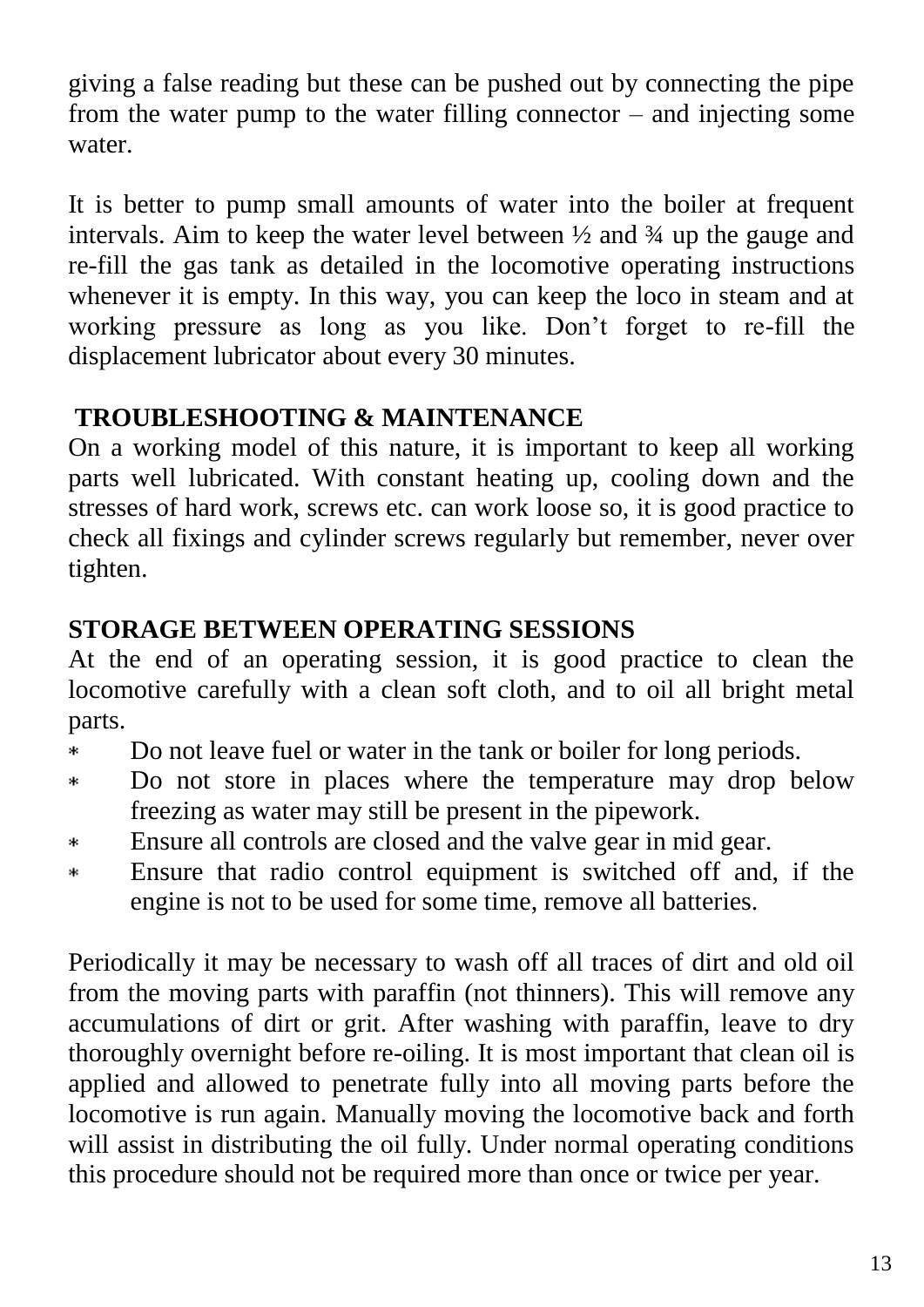giving a false reading but these can be pushed out by connecting the pipe from the water pump to the water filling connector – and injecting some water.

It is better to pump small amounts of water into the boiler at frequent intervals. Aim to keep the water level between ½ and ¾ up the gauge and re-fill the gas tank as detailed in the locomotive operating instructions whenever it is empty. In this way, you can keep the loco in steam and at working pressure as long as you like. Don't forget to re-fill the displacement lubricator about every 30 minutes.

## TROUBLESHOOTING & MAINTENANCE

On a working model of this nature, it is important to keep all working parts well lubricated. With constant heating up, cooling down and the stresses of hard work, screws etc. can work loose so, it is good practice to check all fixings and cylinder screws regularly but remember, never over tighten.

## STORAGE BETWEEN OPERATING SESSIONS

At the end of an operating session, it is good practice to clean the locomotive carefully with a clean soft cloth, and to oil all bright metal parts.

- Do not leave fuel or water in the tank or boiler for long periods.
- Do not store in places where the temperature may drop below freezing as water may still be present in the pipework.
- Ensure all controls are closed and the valve gear in mid gear.
- Ensure that radio control equipment is switched off and, if the engine is not to be used for some time, remove all batteries.

Periodically it may be necessary to wash off all traces of dirt and old oil from the moving parts with paraffin (not thinners). This will remove any accumulations of dirt or grit. After washing with paraffin, leave to dry thoroughly overnight before re-oiling. It is most important that clean oil is applied and allowed to penetrate fully into all moving parts before the locomotive is run again. Manually moving the locomotive back and forth will assist in distributing the oil fully. Under normal operating conditions this procedure should not be required more than once or twice per year.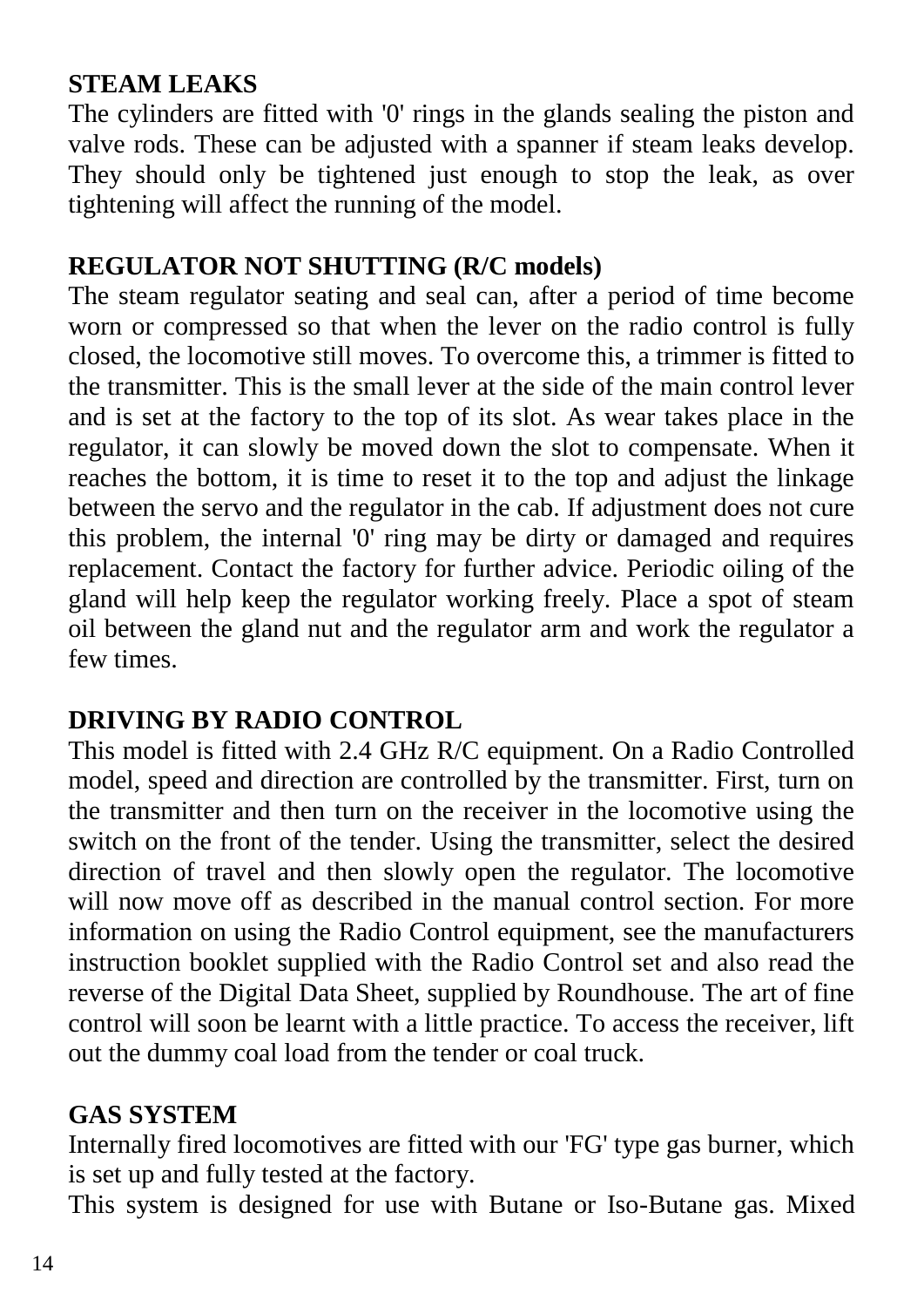**STEAM LEAKS**

The cylinders are fitted with '0' rings in the glands sealing the piston and valve rods. These can be adjusted with a spanner if steam leaks develop. They should only be tightened just enough to stop the leak, as over tightening will affect the running of the model.

**REGULATOR NOT SHUTTING (R/C models)**

The steam regulator seating and seal can, after a period of time become worn or compressed so that when the lever on the radio control is fully closed, the locomotive still moves. To overcome this, a trimmer is fitted to the transmitter. This is the small lever at the side of the main control lever and is set at the factory to the top of its slot. As wear takes place in the regulator, it can slowly be moved down the slot to compensate. When it reaches the bottom, it is time to reset it to the top and adjust the linkage between the servo and the regulator in the cab. If adjustment does not cure this problem, the internal '0' ring may be dirty or damaged and requires replacement. Contact the factory for further advice. Periodic oiling of the gland will help keep the regulator working freely. Place a spot of steam oil between the gland nut and the regulator arm and work the regulator a few times.

**DRIVING BY RADIO CONTROL**

This model is fitted with 2.4 GHz R/C equipment. On a Radio Controlled model, speed and direction are controlled by the transmitter. First, turn on the transmitter and then turn on the receiver in the locomotive using the switch on the front of the tender. Using the transmitter, select the desired direction of travel and then slowly open the regulator. The locomotive will now move off as described in the manual control section. For more information on using the Radio Control equipment, see the manufacturers instruction booklet supplied with the Radio Control set and also read the reverse of the Digital Data Sheet, supplied by Roundhouse. The art of fine control will soon be learnt with a little practice. To access the receiver, lift out the dummy coal load from the tender or coal truck.

**GAS SYSTEM**

Internally fired locomotives are fitted with our 'FG' type gas burner, which is set up and fully tested at the factory.

This system is designed for use with Butane or Iso-Butane gas. Mixed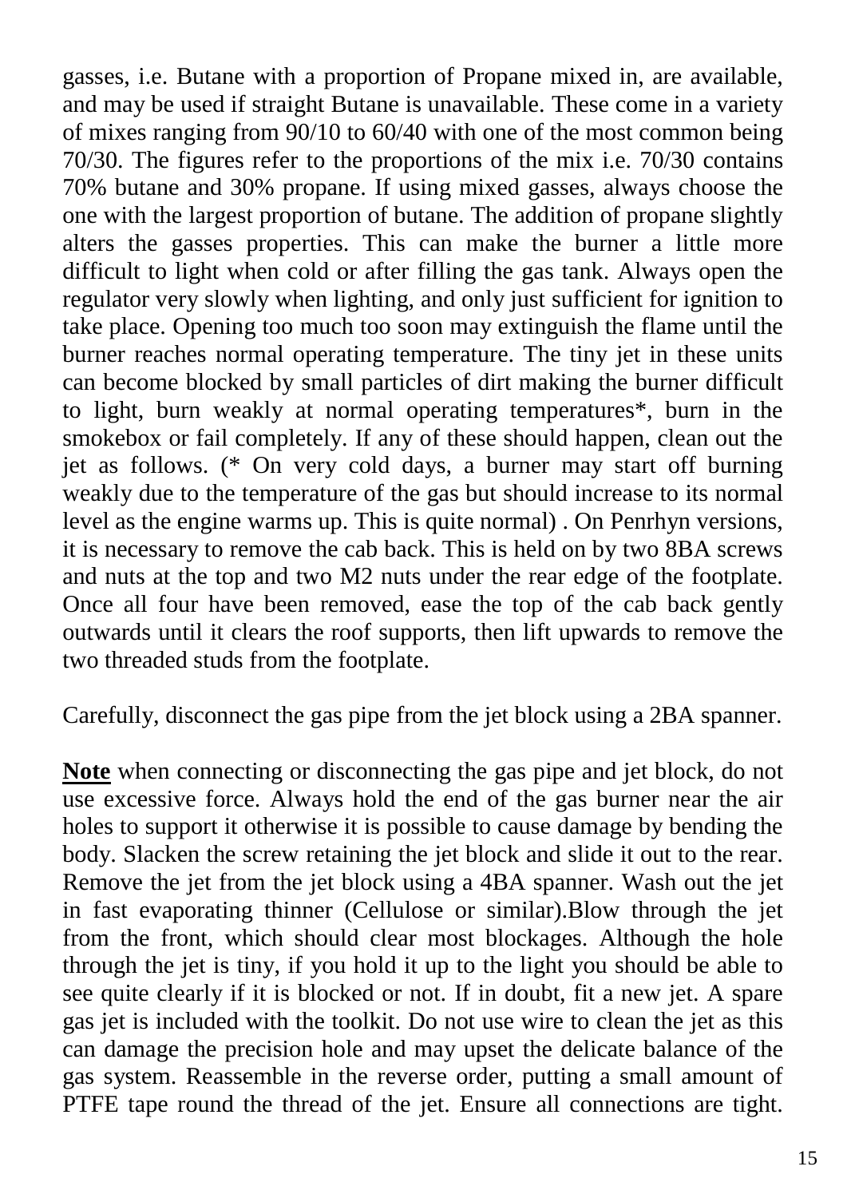gasses, i.e. Butane with a proportion of Propane mixed in, are available, and may be used if straight Butane is unavailable. These come in a variety of mixes ranging from 90/10 to 60/40 with one of the most common being 70/30. The figures refer to the proportions of the mix i.e. 70/30 contains 70% butane and 30% propane. If using mixed gasses, always choose the one with the largest proportion of butane. The addition of propane slightly alters the gasses properties. This can make the burner a little more difficult to light when cold or after filling the gas tank. Always open the regulator very slowly when lighting, and only just sufficient for ignition to take place. Opening too much too soon may extinguish the flame until the burner reaches normal operating temperature. The tiny jet in these units can become blocked by small particles of dirt making the burner difficult to light, burn weakly at normal operating temperatures*, burn in the smokebox or fail completely. If any of these should happen, clean out the jet as follows. (* On very cold days, a burner may start off burning weakly due to the temperature of the gas but should increase to its normal level as the engine warms up. This is quite normal) . On Penrhyn versions, it is necessary to remove the cab back. This is held on by two 8BA screws and nuts at the top and two M2 nuts under the rear edge of the footplate. Once all four have been removed, ease the top of the cab back gently outwards until it clears the roof supports, then lift upwards to remove the two threaded studs from the footplate.

Carefully, disconnect the gas pipe from the jet block using a 2BA spanner.

**Note** when connecting or disconnecting the gas pipe and jet block, do not use excessive force. Always hold the end of the gas burner near the air holes to support it otherwise it is possible to cause damage by bending the body. Slacken the screw retaining the jet block and slide it out to the rear. Remove the jet from the jet block using a 4BA spanner. Wash out the jet in fast evaporating thinner (Cellulose or similar).Blow through the jet from the front, which should clear most blockages. Although the hole through the jet is tiny, if you hold it up to the light you should be able to see quite clearly if it is blocked or not. If in doubt, fit a new jet. A spare gas jet is included with the toolkit. Do not use wire to clean the jet as this can damage the precision hole and may upset the delicate balance of the gas system. Reassemble in the reverse order, putting a small amount of PTFE tape round the thread of the jet. Ensure all connections are tight.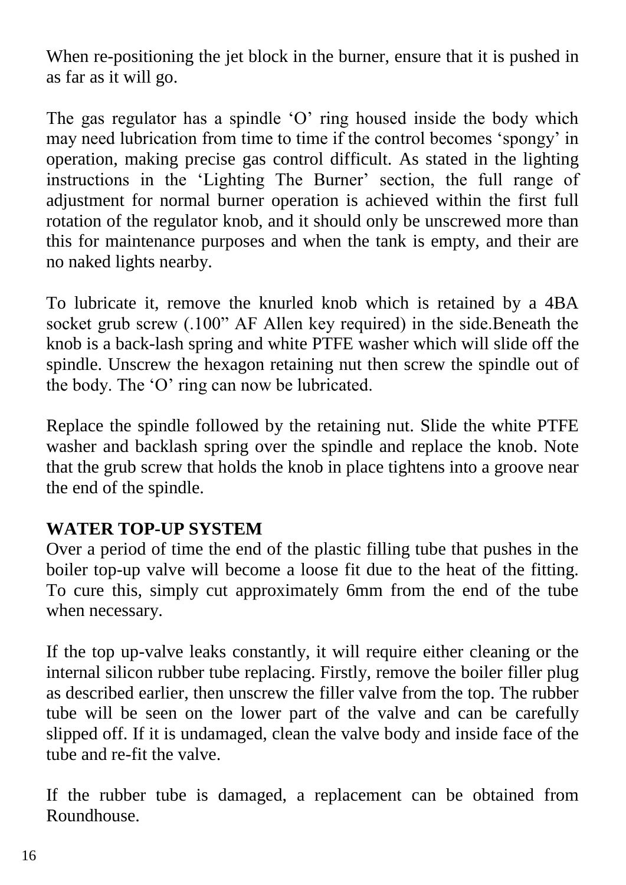When re-positioning the jet block in the burner, ensure that it is pushed in as far as it will go.

The gas regulator has a spindle ‘O’ ring housed inside the body which may need lubrication from time to time if the control becomes ‘spongy’ in operation, making precise gas control difficult. As stated in the lighting instructions in the ‘Lighting The Burner’ section, the full range of adjustment for normal burner operation is achieved within the first full rotation of the regulator knob, and it should only be unscrewed more than this for maintenance purposes and when the tank is empty, and their are no naked lights nearby.

To lubricate it, remove the knurled knob which is retained by a 4BA socket grub screw (.100” AF Allen key required) in the side.Beneath the knob is a back-lash spring and white PTFE washer which will slide off the spindle. Unscrew the hexagon retaining nut then screw the spindle out of the body. The ‘O’ ring can now be lubricated.

Replace the spindle followed by the retaining nut. Slide the white PTFE washer and backlash spring over the spindle and replace the knob. Note that the grub screw that holds the knob in place tightens into a groove near the end of the spindle.

**WATER TOP-UP SYSTEM**

Over a period of time the end of the plastic filling tube that pushes in the boiler top-up valve will become a loose fit due to the heat of the fitting. To cure this, simply cut approximately 6mm from the end of the tube when necessary.

If the top up-valve leaks constantly, it will require either cleaning or the internal silicon rubber tube replacing. Firstly, remove the boiler filler plug as described earlier, then unscrew the filler valve from the top. The rubber tube will be seen on the lower part of the valve and can be carefully slipped off. If it is undamaged, clean the valve body and inside face of the tube and re-fit the valve.

If the rubber tube is damaged, a replacement can be obtained from Roundhouse.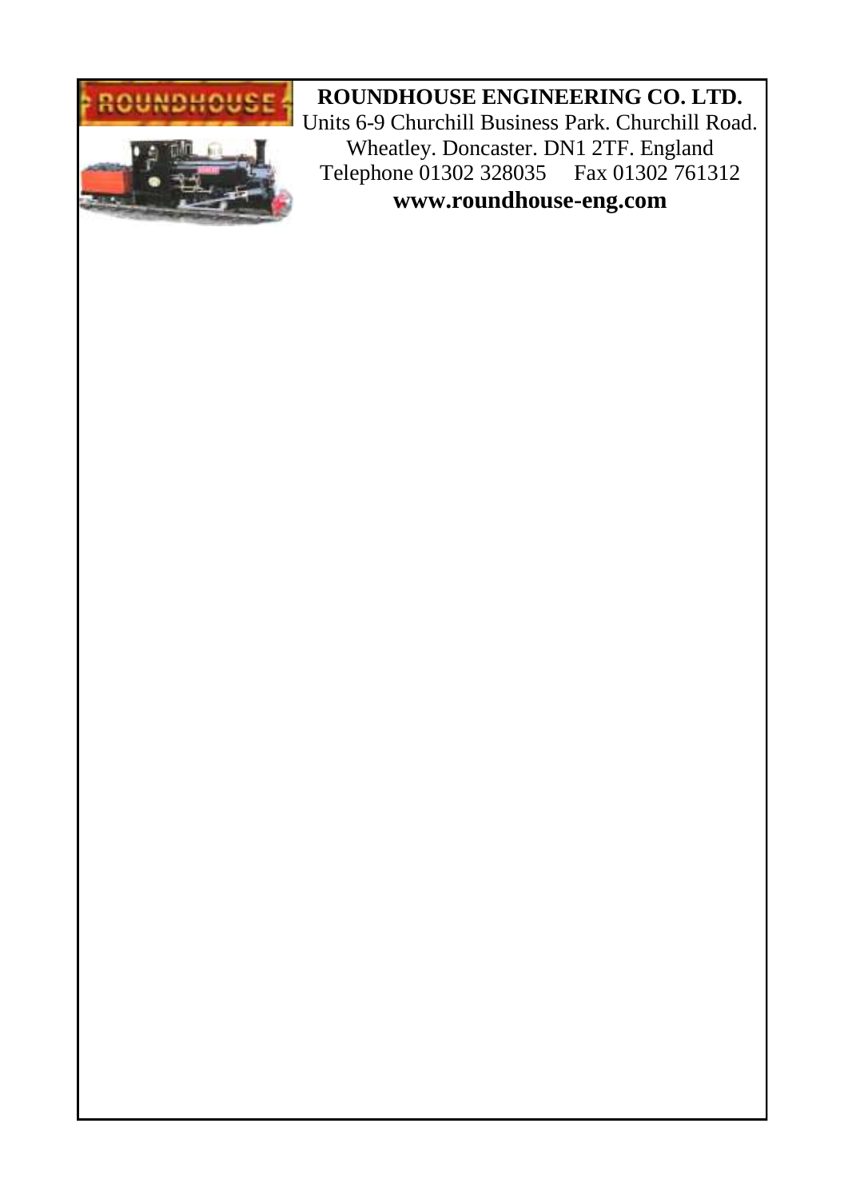**ROUNDHOUSE ENGINEERING CO. LTD.**

Units 6-9 Churchill Business Park. Churchill Road.
Wheatley. Doncaster. DN1 2TF. England
Telephone 01302 328035 Fax 01302 761312

**www.roundhouse-eng.com**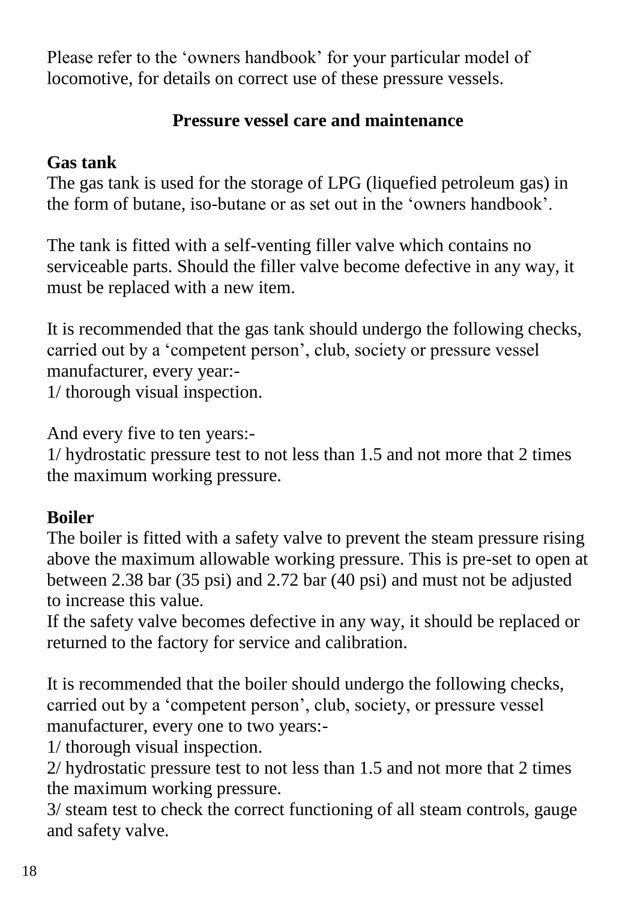Please refer to the 'owners handbook' for your particular model of locomotive, for details on correct use of these pressure vessels.

## Pressure vessel care and maintenance

**Gas tank**

The gas tank is used for the storage of LPG (liquefied petroleum gas) in the form of butane, iso-butane or as set out in the 'owners handbook'.

The tank is fitted with a self-venting filler valve which contains no serviceable parts. Should the filler valve become defective in any way, it must be replaced with a new item.

It is recommended that the gas tank should undergo the following checks, carried out by a 'competent person', club, society or pressure vessel manufacturer, every year:-
1/ thorough visual inspection.

And every five to ten years:-
1/ hydrostatic pressure test to not less than 1.5 and not more that 2 times the maximum working pressure.

**Boiler**

The boiler is fitted with a safety valve to prevent the steam pressure rising above the maximum allowable working pressure. This is pre-set to open at between 2.38 bar (35 psi) and 2.72 bar (40 psi) and must not be adjusted to increase this value.
If the safety valve becomes defective in any way, it should be replaced or returned to the factory for service and calibration.

It is recommended that the boiler should undergo the following checks, carried out by a 'competent person', club, society, or pressure vessel manufacturer, every one to two years:-
1/ thorough visual inspection.
2/ hydrostatic pressure test to not less than 1.5 and not more that 2 times the maximum working pressure.
3/ steam test to check the correct functioning of all steam controls, gauge and safety valve.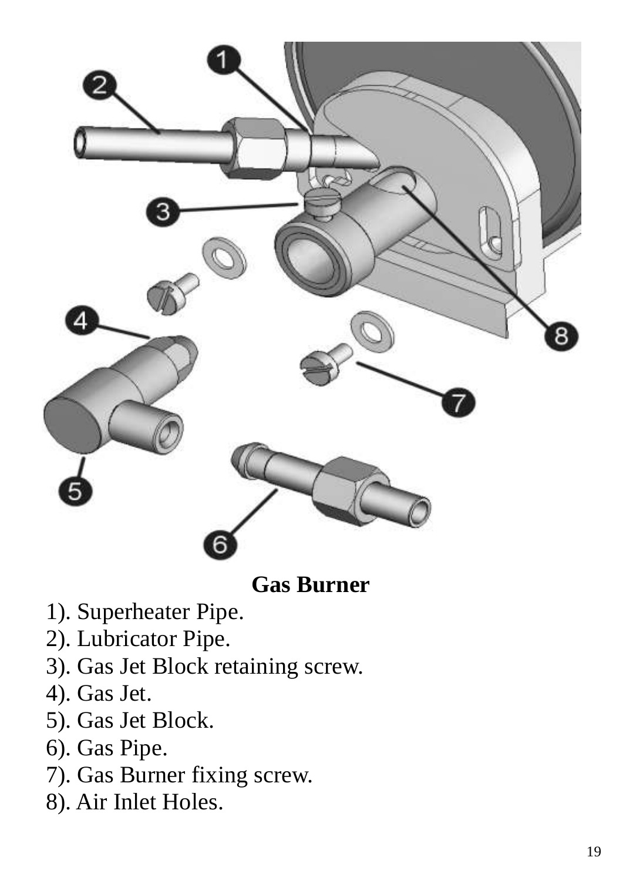**Gas Burner**

1). Superheater Pipe.
2). Lubricator Pipe.
3). Gas Jet Block retaining screw.
4). Gas Jet.
5). Gas Jet Block.
6). Gas Pipe.
7). Gas Burner fixing screw.
8). Air Inlet Holes.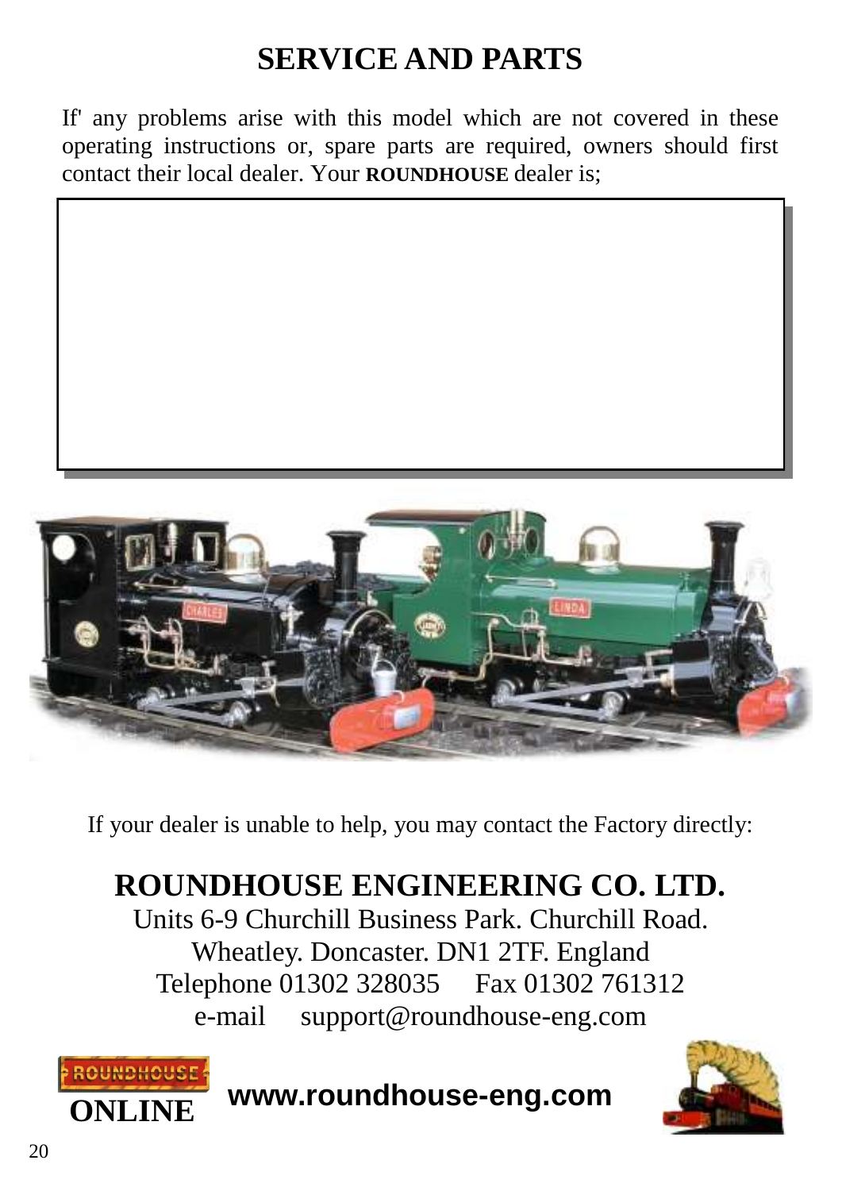# SERVICE AND PARTS

If' any problems arise with this model which are not covered in these operating instructions or, spare parts are required, owners should first contact their local dealer. Your **ROUNDHOUSE** dealer is;

If your dealer is unable to help, you may contact the Factory directly:

**ROUNDHOUSE ENGINEERING CO. LTD.**

Units 6-9 Churchill Business Park. Churchill Road.
Wheatley. Doncaster. DN1 2TF. England
Telephone 01302 328035 Fax 01302 761312
e-mail support@roundhouse-eng.com

**ROUNDHOUSE ONLINE** **www.roundhouse-eng.com**